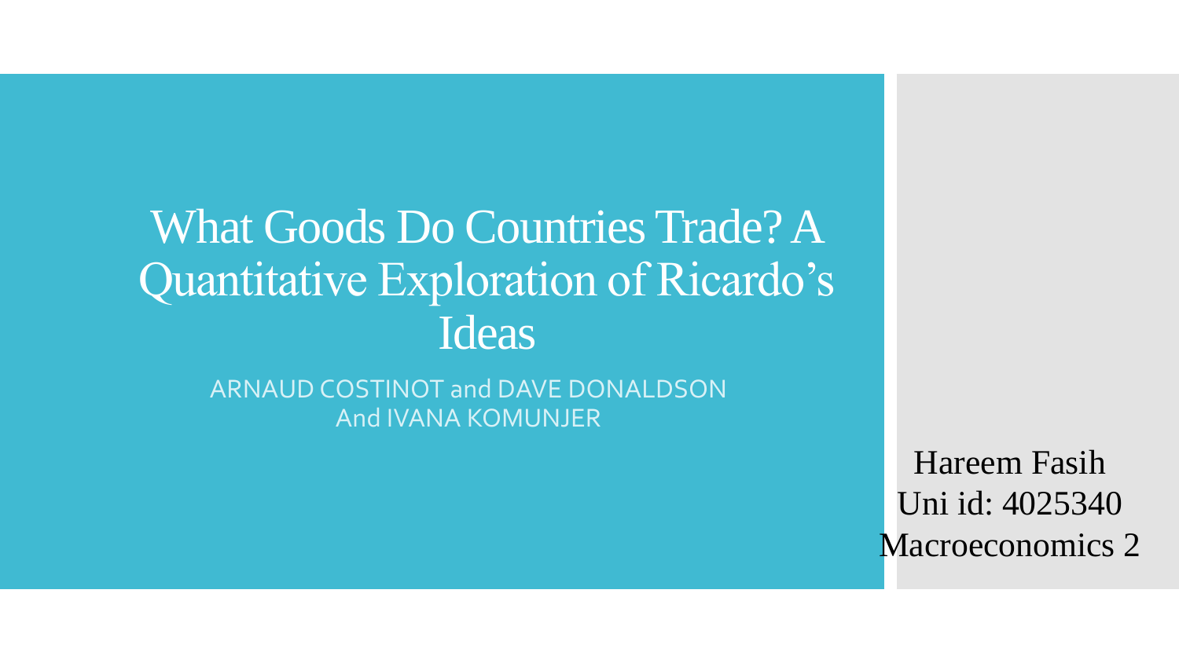# What Goods Do Countries Trade? A Quantitative Exploration of Ricardo's Ideas

ARNAUD COSTINOT and DAVE DONALDSON
And IVANA KOMUNJER

Hareem Fasih
Uni id: 4025340
Macroeconomics 2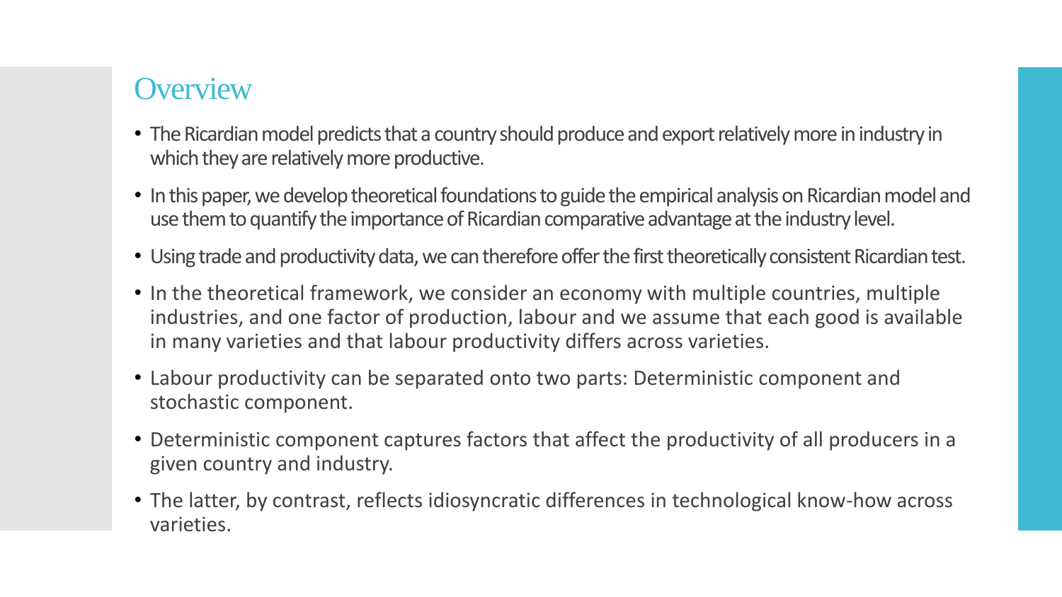## Overview

- The Ricardian model predicts that a country should produce and export relatively more in industry in which they are relatively more productive.
- In this paper, we develop theoretical foundations to guide the empirical analysis on Ricardian model and use them to quantify the importance of Ricardian comparative advantage at the industry level.
- Using trade and productivity data, we can therefore offer the first theoretically consistent Ricardian test.
- In the theoretical framework, we consider an economy with multiple countries, multiple industries, and one factor of production, labour and we assume that each good is available in many varieties and that labour productivity differs across varieties.
- Labour productivity can be separated onto two parts: Deterministic component and stochastic component.
- Deterministic component captures factors that affect the productivity of all producers in a given country and industry.
- The latter, by contrast, reflects idiosyncratic differences in technological know-how across varieties.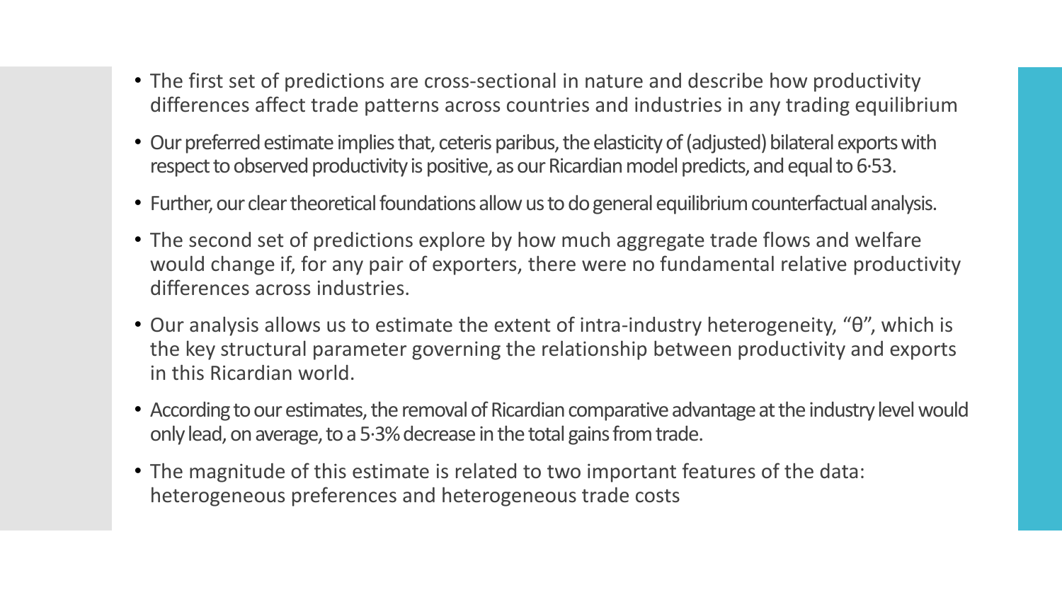- The first set of predictions are cross-sectional in nature and describe how productivity differences affect trade patterns across countries and industries in any trading equilibrium
- Our preferred estimate implies that, ceteris paribus, the elasticity of (adjusted) bilateral exports with respect to observed productivity is positive, as our Ricardian model predicts, and equal to 6·53.
- Further, our clear theoretical foundations allow us to do general equilibrium counterfactual analysis.
- The second set of predictions explore by how much aggregate trade flows and welfare would change if, for any pair of exporters, there were no fundamental relative productivity differences across industries.
- Our analysis allows us to estimate the extent of intra-industry heterogeneity, "$\theta$", which is the key structural parameter governing the relationship between productivity and exports in this Ricardian world.
- According to our estimates, the removal of Ricardian comparative advantage at the industry level would only lead, on average, to a 5·3% decrease in the total gains from trade.
- The magnitude of this estimate is related to two important features of the data: heterogeneous preferences and heterogeneous trade costs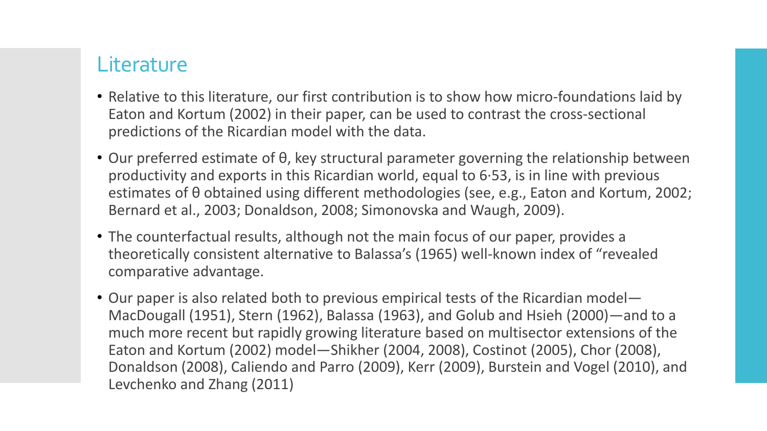## Literature

- Relative to this literature, our first contribution is to show how micro-foundations laid by Eaton and Kortum (2002) in their paper, can be used to contrast the cross-sectional predictions of the Ricardian model with the data.
- Our preferred estimate of θ, key structural parameter governing the relationship between productivity and exports in this Ricardian world, equal to 6·53, is in line with previous estimates of θ obtained using different methodologies (see, e.g., Eaton and Kortum, 2002; Bernard et al., 2003; Donaldson, 2008; Simonovska and Waugh, 2009).
- The counterfactual results, although not the main focus of our paper, provides a theoretically consistent alternative to Balassa's (1965) well-known index of "revealed comparative advantage.
- Our paper is also related both to previous empirical tests of the Ricardian model—MacDougall (1951), Stern (1962), Balassa (1963), and Golub and Hsieh (2000)—and to a much more recent but rapidly growing literature based on multisector extensions of the Eaton and Kortum (2002) model—Shikher (2004, 2008), Costinot (2005), Chor (2008), Donaldson (2008), Caliendo and Parro (2009), Kerr (2009), Burstein and Vogel (2010), and Levchenko and Zhang (2011)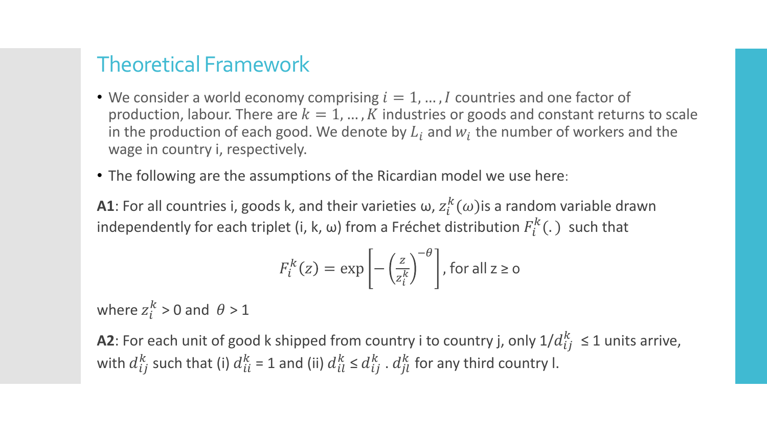# Theoretical Framework

- We consider a world economy comprising $i = 1, \dots, I$ countries and one factor of production, labour. There are $k = 1, \dots, K$ industries or goods and constant returns to scale in the production of each good. We denote by $L_i$ and $w_i$ the number of workers and the wage in country i, respectively.
- The following are the assumptions of the Ricardian model we use here:

**A1**: For all countries i, goods k, and their varieties ω, $z_i^k(\omega)$is a random variable drawn independently for each triplet (i, k, ω) from a Fréchet distribution $F_i^k(.)$ such that

$$F_i^k(z) = \exp\left[-\left(\frac{z}{z_i^k}\right)^{-\theta}\right], \text{for all } z \geq 0$$

where $z_i^k > 0$ and $\theta > 1$

**A2**: For each unit of good k shipped from country i to country j, only $1/d_{ij}^k \leq 1$ units arrive, with $d_{ij}^k$ such that (i) $d_{ii}^k = 1$ and (ii) $d_{il}^k \leq d_{ij}^k \cdot d_{jl}^k$ for any third country l.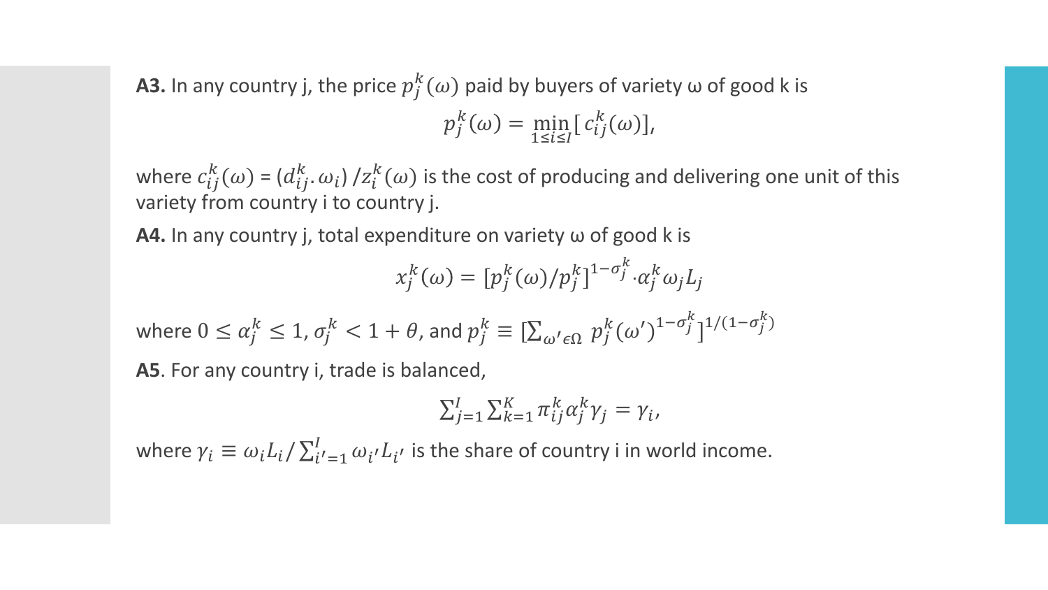**A3.** In any country j, the price $p_j^k(\omega)$ paid by buyers of variety ω of good k is

$$p_j^k(\omega) = \min_{1 \leq i \leq I} [\, c_{ij}^k(\omega)],$$

where $c_{ij}^k(\omega) = (d_{ij}^k . \omega_i) / z_i^k(\omega)$ is the cost of producing and delivering one unit of this variety from country i to country j.

**A4.** In any country j, total expenditure on variety ω of good k is

$$x_j^k(\omega) = [p_j^k(\omega)/p_j^k]^{1-\sigma_j^k} . \alpha_j^k \omega_j L_j$$

where $0 \leq \alpha_j^k \leq 1$, $\sigma_j^k < 1 + \theta$, and $p_j^k \equiv [\sum_{\omega' \epsilon \Omega} p_j^k(\omega')^{1-\sigma_j^k}]^{1/(1-\sigma_j^k)}$

**A5**. For any country i, trade is balanced,

$$\sum_{j=1}^{I} \sum_{k=1}^{K} \pi_{ij}^k \alpha_j^k \gamma_j = \gamma_i,$$

where $\gamma_i \equiv \omega_i L_i / \sum_{i'=1}^{I} \omega_{i'} L_{i'}$ is the share of country i in world income.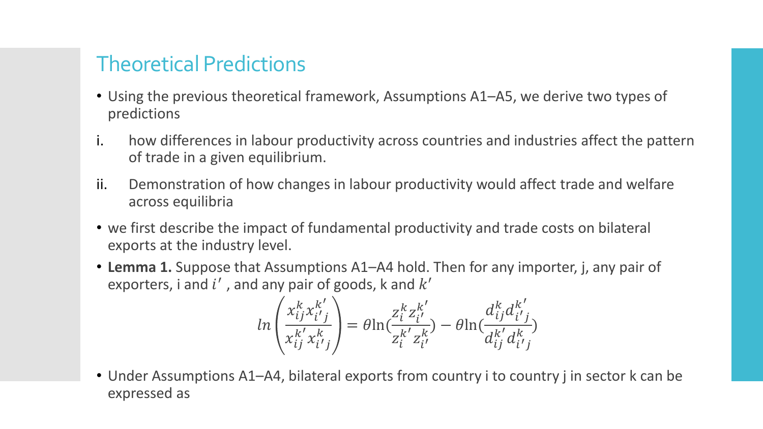## Theoretical Predictions

- Using the previous theoretical framework, Assumptions A1–A5, we derive two types of predictions

i. how differences in labour productivity across countries and industries affect the pattern of trade in a given equilibrium.

ii. Demonstration of how changes in labour productivity would affect trade and welfare across equilibria

- we first describe the impact of fundamental productivity and trade costs on bilateral exports at the industry level.
- **Lemma 1.** Suppose that Assumptions A1–A4 hold. Then for any importer, j, any pair of exporters, i and $i'$ , and any pair of goods, k and $k'$

$$ln\left(\frac{x_{ij}^{k}x_{i'j}^{k'}}{x_{ij}^{k'}x_{i'j}^{k}}\right) = \theta\ln(\frac{z_{i}^{k}z_{i'}^{k'}}{z_{i}^{k'}z_{i'}^{k}}) - \theta\ln(\frac{d_{ij}^{k}d_{i'j}^{k'}}{d_{ij}^{k'}d_{i'j}^{k}})$$

- Under Assumptions A1–A4, bilateral exports from country i to country j in sector k can be expressed as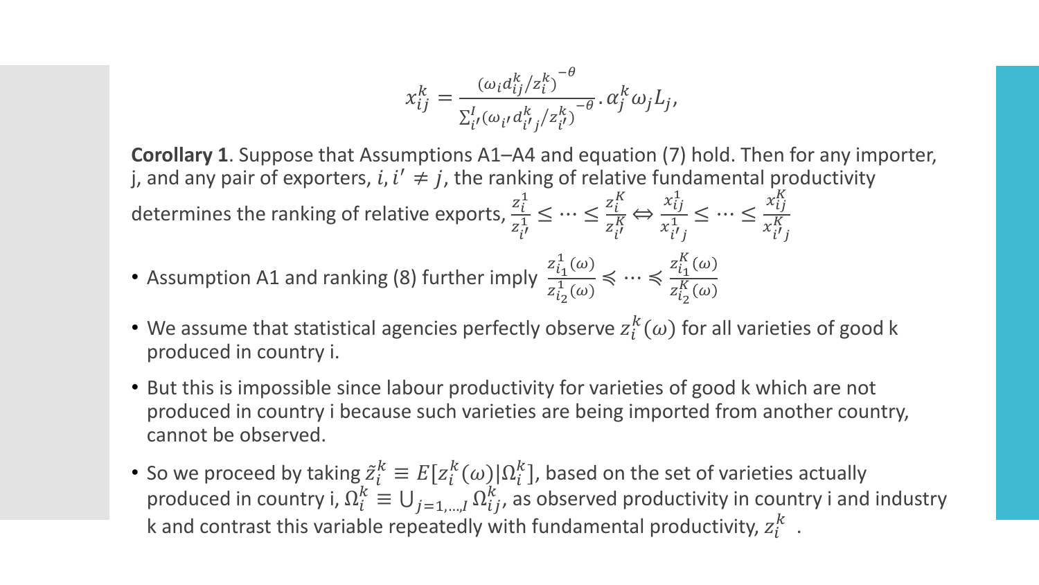$$x_{ij}^{k} = \frac{\left(\omega_i d_{ij}^{k}/z_i^{k}\right)^{-\theta}}{\sum_{i'}^{I}\left(\omega_{i'} d_{i'j}^{k}/z_{i'}^{k}\right)^{-\theta}} . \alpha_j^{k} \omega_j L_j,$$

**Corollary 1**. Suppose that Assumptions A1–A4 and equation (7) hold. Then for any importer, j, and any pair of exporters, $i, i' \neq j$, the ranking of relative fundamental productivity determines the ranking of relative exports, $\frac{z_i^1}{z_{i'}^1} \leq \cdots \leq \frac{z_i^K}{z_{i'}^K} \Leftrightarrow \frac{x_{ij}^1}{x_{i'j}^1} \leq \cdots \leq \frac{x_{ij}^K}{x_{i'j}^K}$

- Assumption A1 and ranking (8) further imply $\frac{z_{i_1}^1(\omega)}{z_{i_2}^1(\omega)} \preccurlyeq \cdots \preccurlyeq \frac{z_{i_1}^K(\omega)}{z_{i_2}^K(\omega)}$
- We assume that statistical agencies perfectly observe $z_i^k(\omega)$ for all varieties of good k produced in country i.
- But this is impossible since labour productivity for varieties of good k which are not produced in country i because such varieties are being imported from another country, cannot be observed.
- So we proceed by taking $\tilde{z}_i^k \equiv E[z_i^k(\omega)|\Omega_i^k]$, based on the set of varieties actually produced in country i, $\Omega_i^k \equiv \bigcup_{j=1,\ldots,I} \Omega_{ij}^k$, as observed productivity in country i and industry k and contrast this variable repeatedly with fundamental productivity, $z_i^k$ .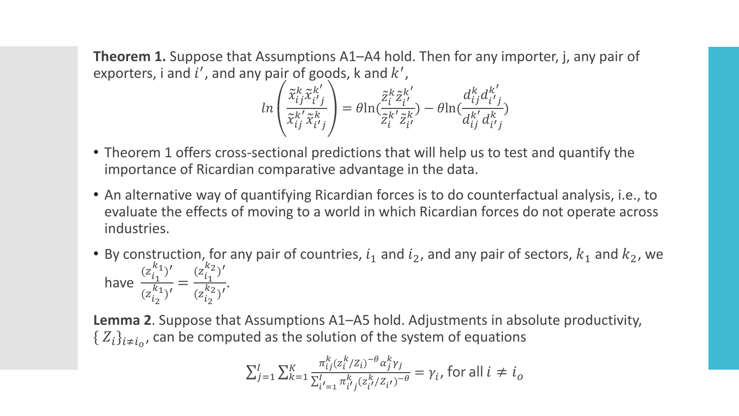**Theorem 1.** Suppose that Assumptions A1–A4 hold. Then for any importer, j, any pair of exporters, i and $i'$, and any pair of goods, k and $k'$,

$$ln\left(\frac{\tilde{x}_{ij}^{k}\tilde{x}_{i'j}^{k'}}{\tilde{x}_{ij}^{k'}\tilde{x}_{i'j}^{k}}\right) = \theta \ln\left(\frac{\tilde{z}_{i}^{k}\tilde{z}_{i'}^{k'}}{\tilde{z}_{i}^{k'}\tilde{z}_{i'}^{k}}\right) - \theta \ln\left(\frac{d_{ij}^{k}d_{i'j}^{k'}}{d_{ij}^{k'}d_{i'j}^{k}}\right)$$

- Theorem 1 offers cross-sectional predictions that will help us to test and quantify the importance of Ricardian comparative advantage in the data.
- An alternative way of quantifying Ricardian forces is to do counterfactual analysis, i.e., to evaluate the effects of moving to a world in which Ricardian forces do not operate across industries.
- By construction, for any pair of countries, $i_1$ and $i_2$, and any pair of sectors, $k_1$ and $k_2$, we have $\frac{(z_{i_1}^{k_1})'}{(z_{i_2}^{k_1})'} = \frac{(z_{i_1}^{k_2})'}{(z_{i_2}^{k_2})'}$.

**Lemma 2**. Suppose that Assumptions A1–A5 hold. Adjustments in absolute productivity, $\{Z_i\}_{i \neq i_o}$, can be computed as the solution of the system of equations

$$\sum_{j=1}^{I}\sum_{k=1}^{K}\frac{\pi_{ij}^{k}(z_{i}^{k}/Z_{i})^{-\theta}\alpha_{j}^{k}\gamma_{j}}{\sum_{i'=1}^{I}\pi_{i'j}^{k}(z_{i'}^{k}/Z_{i'})^{-\theta}} = \gamma_i, \text{ for all } i \neq i_o$$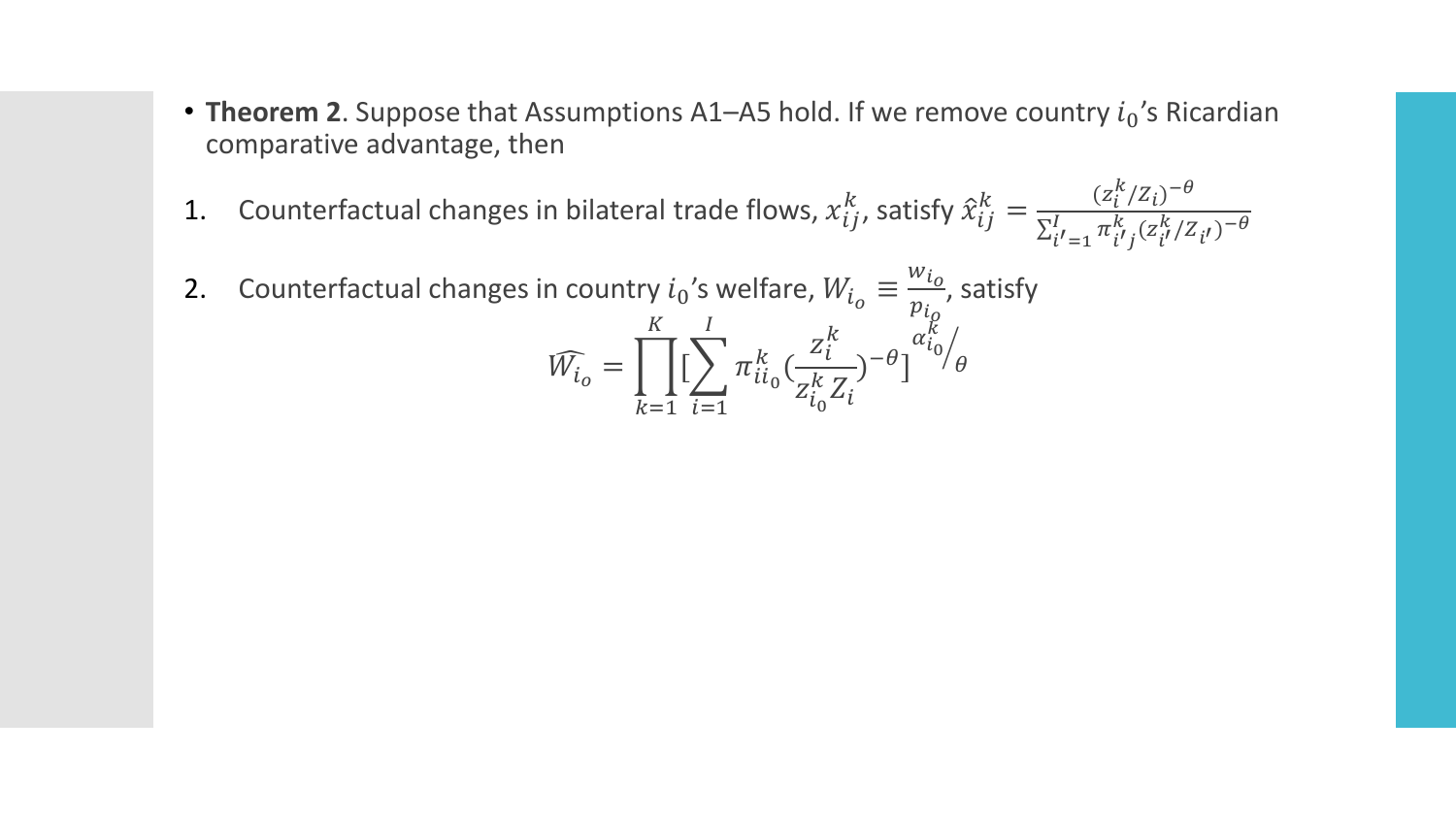- **Theorem 2**. Suppose that Assumptions A1–A5 hold. If we remove country $i_0$'s Ricardian comparative advantage, then

1. Counterfactual changes in bilateral trade flows, $x_{ij}^k$, satisfy $\hat{x}_{ij}^k = \frac{(z_i^k/Z_i)^{-\theta}}{\sum_{i'=1}^{I} \pi_{i'j}^k (z_{i'}^k/Z_{i'})^{-\theta}}$

2. Counterfactual changes in country $i_0$'s welfare, $W_{i_o} \equiv \frac{w_{i_o}}{p_{i_o}}$, satisfy

$$\widehat{W_{i_o}} = \prod_{k=1}^{K} \left[\sum_{i=1}^{I} \pi_{ii_0}^k \left(\frac{z_i^k}{z_{i_0}^k Z_i}\right)^{-\theta}\right]^{\alpha_{i_0}^k / \theta}$$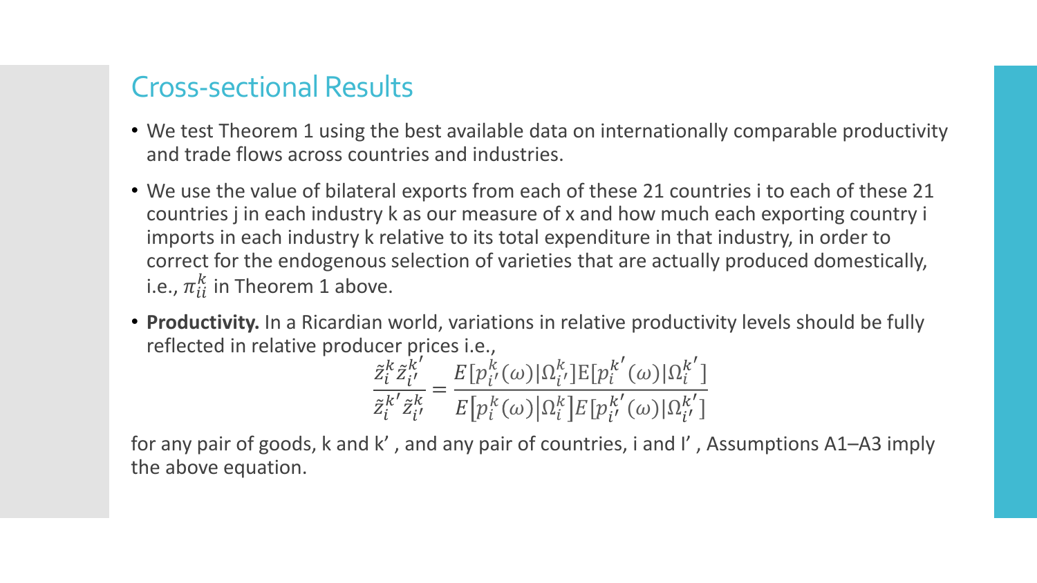# Cross-sectional Results

- We test Theorem 1 using the best available data on internationally comparable productivity and trade flows across countries and industries.
- We use the value of bilateral exports from each of these 21 countries i to each of these 21 countries j in each industry k as our measure of x and how much each exporting country i imports in each industry k relative to its total expenditure in that industry, in order to correct for the endogenous selection of varieties that are actually produced domestically, i.e., $\pi_{ii}^{k}$ in Theorem 1 above.
- **Productivity.** In a Ricardian world, variations in relative productivity levels should be fully reflected in relative producer prices i.e.,

$$\frac{\tilde{z}_i^k \tilde{z}_{i'}^{k'}}{\tilde{z}_i^{k'} \tilde{z}_{i'}^{k}} = \frac{E[p_{i'}^{k}(\omega)|\Omega_{i'}^{k}]\mathrm{E}[p_i^{k'}(\omega)|\Omega_i^{k'}]}{E\left[p_i^{k}(\omega)\middle|\Omega_i^{k}\right]E[p_{i'}^{k'}(\omega)|\Omega_{i'}^{k'}]}$$

for any pair of goods, k and k' , and any pair of countries, i and I' , Assumptions A1–A3 imply the above equation.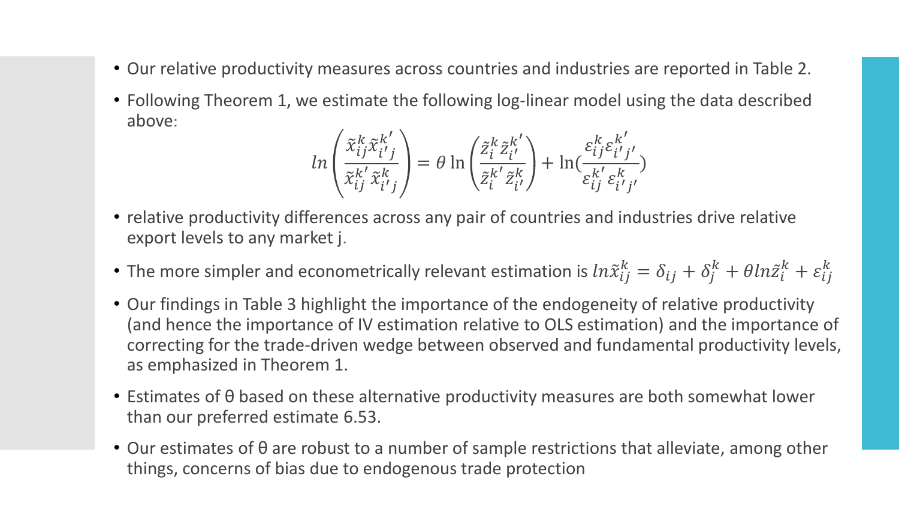- Our relative productivity measures across countries and industries are reported in Table 2.
- Following Theorem 1, we estimate the following log-linear model using the data described above:

$$ln\left(\frac{\tilde{x}_{ij}^{k}\tilde{x}_{i'j}^{k'}}{\tilde{x}_{ij}^{k'}\,\tilde{x}_{i'j}^{k}}\right) = \theta\ \ln\left(\frac{\tilde{z}_{i}^{k}\,\tilde{z}_{i'}^{k'}}{\tilde{z}_{i}^{k'}\,\tilde{z}_{i'}^{k}}\right) + \ln\left(\frac{\varepsilon_{ij}^{k}\varepsilon_{i'j'}^{k'}}{\varepsilon_{ij}^{k'}\,\varepsilon_{i'j'}^{k}}\right)$$

- relative productivity differences across any pair of countries and industries drive relative export levels to any market j.
- The more simpler and econometrically relevant estimation is $ln\tilde{x}_{ij}^{k} = \delta_{ij} + \delta_{j}^{k} + \theta ln\tilde{z}_{i}^{k} + \varepsilon_{ij}^{k}$
- Our findings in Table 3 highlight the importance of the endogeneity of relative productivity (and hence the importance of IV estimation relative to OLS estimation) and the importance of correcting for the trade-driven wedge between observed and fundamental productivity levels, as emphasized in Theorem 1.
- Estimates of θ based on these alternative productivity measures are both somewhat lower than our preferred estimate 6.53.
- Our estimates of θ are robust to a number of sample restrictions that alleviate, among other things, concerns of bias due to endogenous trade protection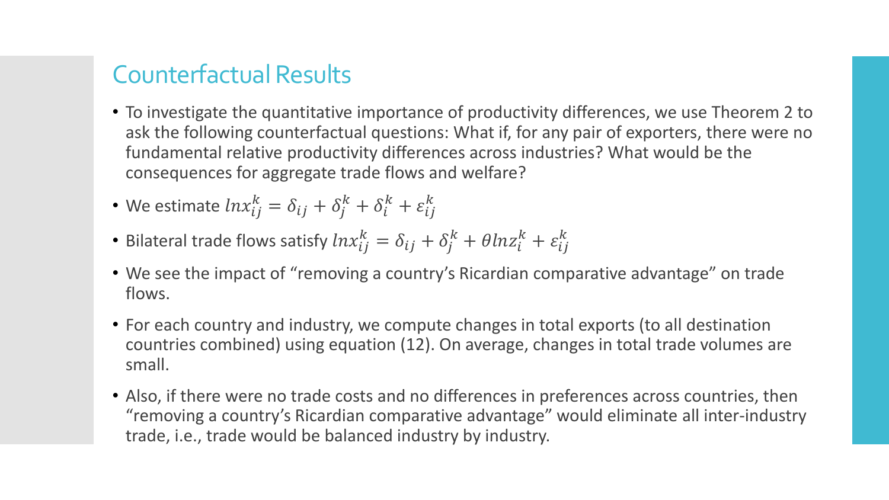## Counterfactual Results

- To investigate the quantitative importance of productivity differences, we use Theorem 2 to ask the following counterfactual questions: What if, for any pair of exporters, there were no fundamental relative productivity differences across industries? What would be the consequences for aggregate trade flows and welfare?
- We estimate $lnx_{ij}^{k} = \delta_{ij} + \delta_{j}^{k} + \delta_{i}^{k} + \varepsilon_{ij}^{k}$
- Bilateral trade flows satisfy $lnx_{ij}^{k} = \delta_{ij} + \delta_{j}^{k} + \theta lnz_{i}^{k} + \varepsilon_{ij}^{k}$
- We see the impact of "removing a country's Ricardian comparative advantage" on trade flows.
- For each country and industry, we compute changes in total exports (to all destination countries combined) using equation (12). On average, changes in total trade volumes are small.
- Also, if there were no trade costs and no differences in preferences across countries, then "removing a country's Ricardian comparative advantage" would eliminate all inter-industry trade, i.e., trade would be balanced industry by industry.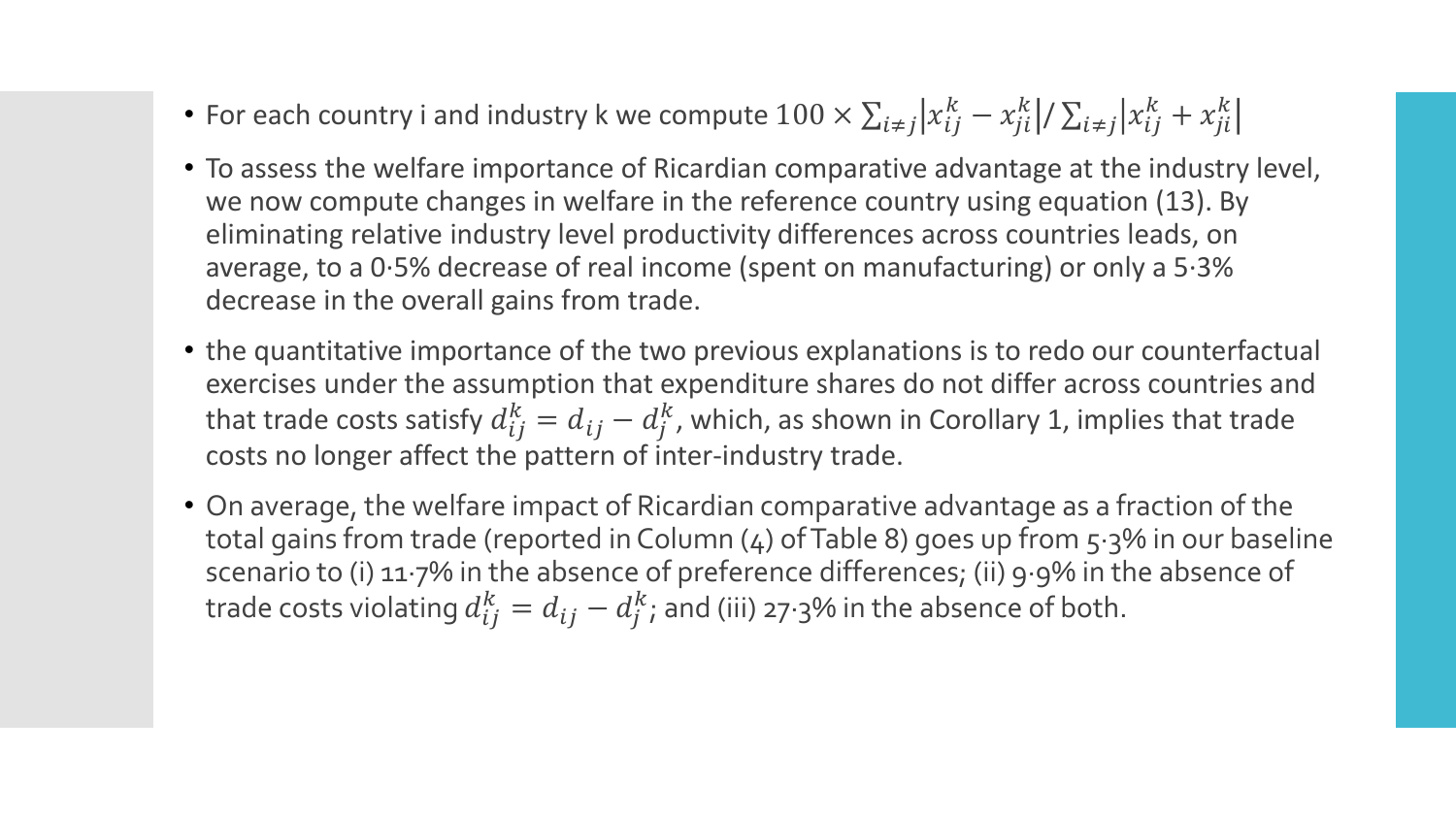- For each country i and industry k we compute $100 \times \sum_{i \neq j} \left| x_{ij}^k - x_{ji}^k \right| / \sum_{i \neq j} \left| x_{ij}^k + x_{ji}^k \right|$
- To assess the welfare importance of Ricardian comparative advantage at the industry level, we now compute changes in welfare in the reference country using equation (13). By eliminating relative industry level productivity differences across countries leads, on average, to a 0·5% decrease of real income (spent on manufacturing) or only a 5·3% decrease in the overall gains from trade.
- the quantitative importance of the two previous explanations is to redo our counterfactual exercises under the assumption that expenditure shares do not differ across countries and that trade costs satisfy $d_{ij}^k = d_{ij} - d_j^k$, which, as shown in Corollary 1, implies that trade costs no longer affect the pattern of inter-industry trade.
- On average, the welfare impact of Ricardian comparative advantage as a fraction of the total gains from trade (reported in Column (4) of Table 8) goes up from 5·3% in our baseline scenario to (i) 11·7% in the absence of preference differences; (ii) 9·9% in the absence of trade costs violating $d_{ij}^k = d_{ij} - d_j^k$; and (iii) 27·3% in the absence of both.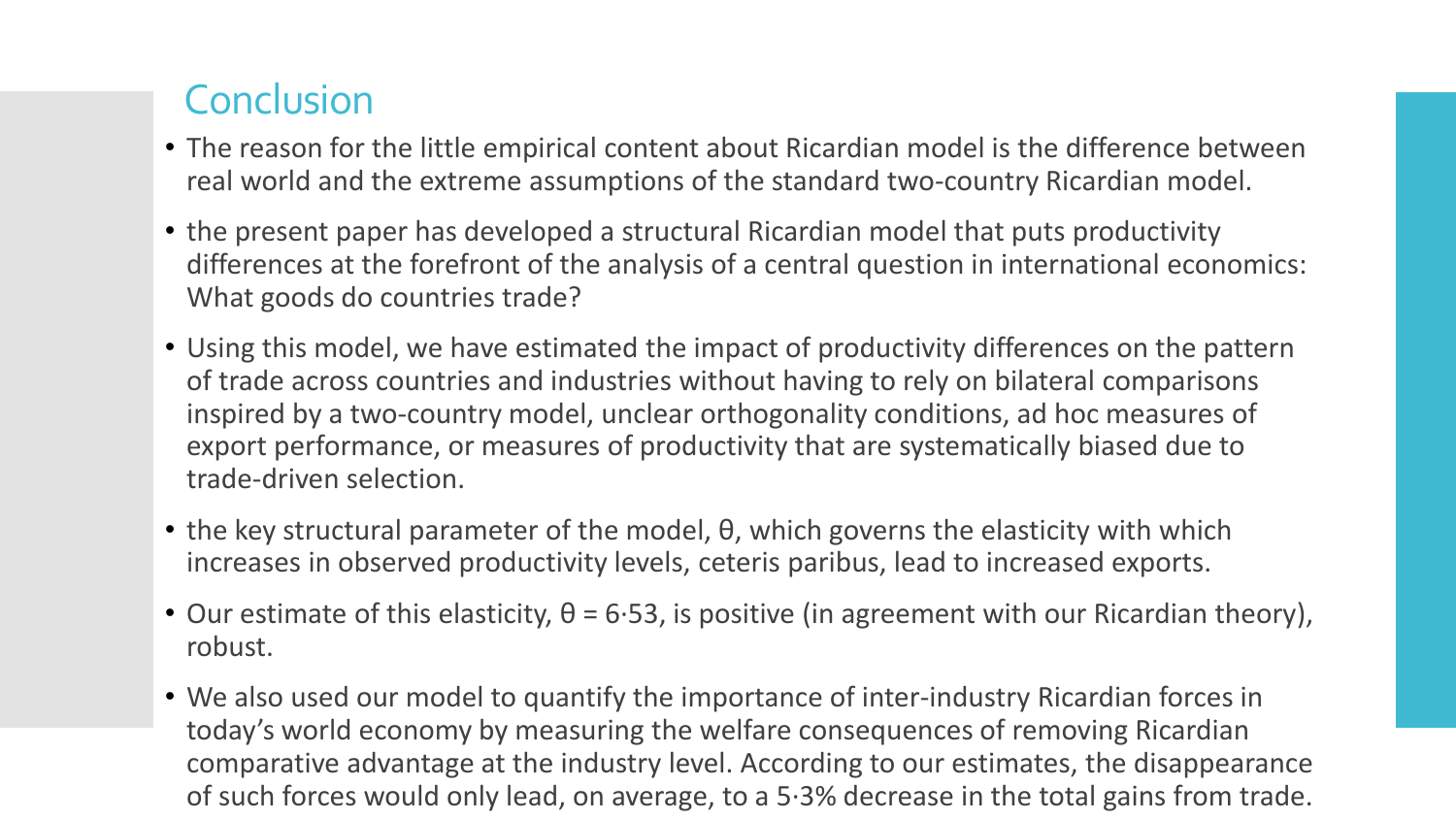# Conclusion

- The reason for the little empirical content about Ricardian model is the difference between real world and the extreme assumptions of the standard two-country Ricardian model.
- the present paper has developed a structural Ricardian model that puts productivity differences at the forefront of the analysis of a central question in international economics: What goods do countries trade?
- Using this model, we have estimated the impact of productivity differences on the pattern of trade across countries and industries without having to rely on bilateral comparisons inspired by a two-country model, unclear orthogonality conditions, ad hoc measures of export performance, or measures of productivity that are systematically biased due to trade-driven selection.
- the key structural parameter of the model, $\theta$, which governs the elasticity with which increases in observed productivity levels, ceteris paribus, lead to increased exports.
- Our estimate of this elasticity, $\theta = 6{\cdot}53$, is positive (in agreement with our Ricardian theory), robust.
- We also used our model to quantify the importance of inter-industry Ricardian forces in today's world economy by measuring the welfare consequences of removing Ricardian comparative advantage at the industry level. According to our estimates, the disappearance of such forces would only lead, on average, to a 5·3% decrease in the total gains from trade.